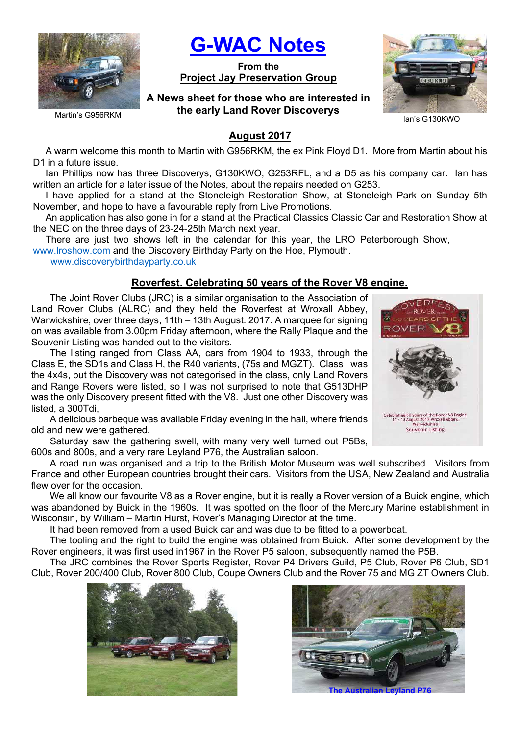# G-WAC Notes

**From the**
**Project Jay Preservation Group**

**A News sheet for those who are interested in the early Land Rover Discoverys**

Martin's G956RKM

Ian's G130KWO

## August 2017

A warm welcome this month to Martin with G956RKM, the ex Pink Floyd D1. More from Martin about his D1 in a future issue.

Ian Phillips now has three Discoverys, G130KWO, G253RFL, and a D5 as his company car. Ian has written an article for a later issue of the Notes, about the repairs needed on G253.

I have applied for a stand at the Stoneleigh Restoration Show, at Stoneleigh Park on Sunday 5th November, and hope to have a favourable reply from Live Promotions.

An application has also gone in for a stand at the Practical Classics Classic Car and Restoration Show at the NEC on the three days of 23-24-25th March next year.

There are just two shows left in the calendar for this year, the LRO Peterborough Show, www.lroshow.com and the Discovery Birthday Party on the Hoe, Plymouth.
www.discoverybirthdayparty.co.uk

## Roverfest. Celebrating 50 years of the Rover V8 engine.

The Joint Rover Clubs (JRC) is a similar organisation to the Association of Land Rover Clubs (ALRC) and they held the Roverfest at Wroxall Abbey, Warwickshire, over three days, 11th – 13th August. 2017. A marquee for signing on was available from 3.00pm Friday afternoon, where the Rally Plaque and the Souvenir Listing was handed out to the visitors.

The listing ranged from Class AA, cars from 1904 to 1933, through the Class E, the SD1s and Class H, the R40 variants, (75s and MGZT). Class I was the 4x4s, but the Discovery was not categorised in the class, only Land Rovers and Range Rovers were listed, so I was not surprised to note that G513DHP was the only Discovery present fitted with the V8. Just one other Discovery was listed, a 300Tdi,

A delicious barbeque was available Friday evening in the hall, where friends old and new were gathered.

Saturday saw the gathering swell, with many very well turned out P5Bs, 600s and 800s, and a very rare Leyland P76, the Australian saloon.

A road run was organised and a trip to the British Motor Museum was well subscribed. Visitors from France and other European countries brought their cars. Visitors from the USA, New Zealand and Australia flew over for the occasion.

We all know our favourite V8 as a Rover engine, but it is really a Rover version of a Buick engine, which was abandoned by Buick in the 1960s. It was spotted on the floor of the Mercury Marine establishment in Wisconsin, by William – Martin Hurst, Rover's Managing Director at the time.

It had been removed from a used Buick car and was due to be fitted to a powerboat.

The tooling and the right to build the engine was obtained from Buick. After some development by the Rover engineers, it was first used in1967 in the Rover P5 saloon, subsequently named the P5B.

The JRC combines the Rover Sports Register, Rover P4 Drivers Guild, P5 Club, Rover P6 Club, SD1 Club, Rover 200/400 Club, Rover 800 Club, Coupe Owners Club and the Rover 75 and MG ZT Owners Club.

The Australian Leyland P76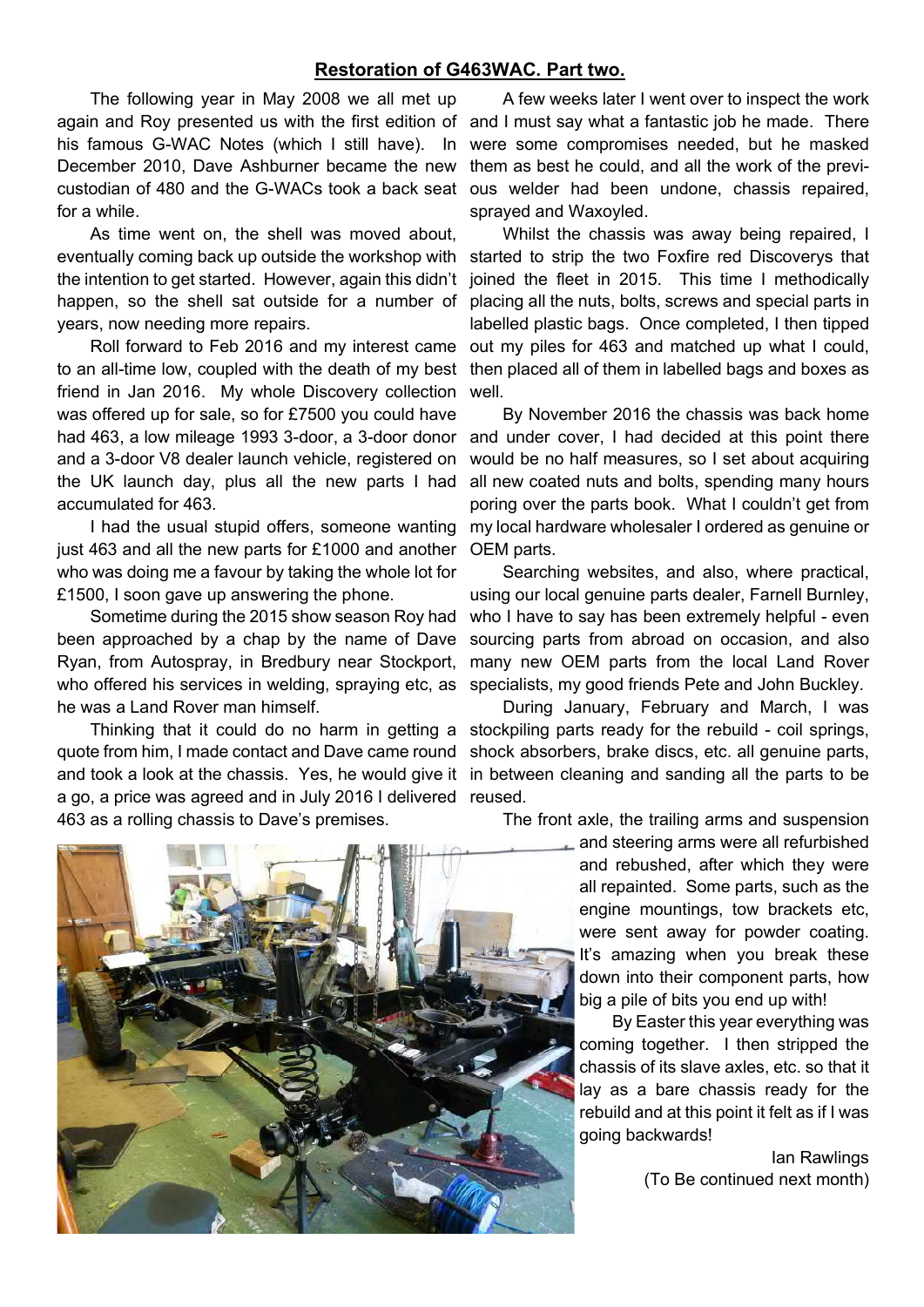## Restoration of G463WAC. Part two.

The following year in May 2008 we all met up again and Roy presented us with the first edition of his famous G-WAC Notes (which I still have). In December 2010, Dave Ashburner became the new custodian of 480 and the G-WACs took a back seat for a while.

As time went on, the shell was moved about, eventually coming back up outside the workshop with the intention to get started. However, again this didn't happen, so the shell sat outside for a number of years, now needing more repairs.

Roll forward to Feb 2016 and my interest came to an all-time low, coupled with the death of my best friend in Jan 2016. My whole Discovery collection was offered up for sale, so for £7500 you could have had 463, a low mileage 1993 3-door, a 3-door donor and a 3-door V8 dealer launch vehicle, registered on the UK launch day, plus all the new parts I had accumulated for 463.

I had the usual stupid offers, someone wanting just 463 and all the new parts for £1000 and another who was doing me a favour by taking the whole lot for £1500, I soon gave up answering the phone.

Sometime during the 2015 show season Roy had been approached by a chap by the name of Dave Ryan, from Autospray, in Bredbury near Stockport, who offered his services in welding, spraying etc, as he was a Land Rover man himself.

Thinking that it could do no harm in getting a quote from him, I made contact and Dave came round and took a look at the chassis. Yes, he would give it a go, a price was agreed and in July 2016 I delivered 463 as a rolling chassis to Dave's premises.

A few weeks later I went over to inspect the work and I must say what a fantastic job he made. There were some compromises needed, but he masked them as best he could, and all the work of the previous welder had been undone, chassis repaired, sprayed and Waxoyled.

Whilst the chassis was away being repaired, I started to strip the two Foxfire red Discoverys that joined the fleet in 2015. This time I methodically placing all the nuts, bolts, screws and special parts in labelled plastic bags. Once completed, I then tipped out my piles for 463 and matched up what I could, then placed all of them in labelled bags and boxes as well.

By November 2016 the chassis was back home and under cover, I had decided at this point there would be no half measures, so I set about acquiring all new coated nuts and bolts, spending many hours poring over the parts book. What I couldn't get from my local hardware wholesaler I ordered as genuine or OEM parts.

Searching websites, and also, where practical, using our local genuine parts dealer, Farnell Burnley, who I have to say has been extremely helpful - even sourcing parts from abroad on occasion, and also many new OEM parts from the local Land Rover specialists, my good friends Pete and John Buckley.

During January, February and March, I was stockpiling parts ready for the rebuild - coil springs, shock absorbers, brake discs, etc. all genuine parts, in between cleaning and sanding all the parts to be reused.

The front axle, the trailing arms and suspension and steering arms were all refurbished and rebushed, after which they were all repainted. Some parts, such as the engine mountings, tow brackets etc, were sent away for powder coating. It's amazing when you break these down into their component parts, how big a pile of bits you end up with!

By Easter this year everything was coming together. I then stripped the chassis of its slave axles, etc. so that it lay as a bare chassis ready for the rebuild and at this point it felt as if I was going backwards!

Ian Rawlings
(To Be continued next month)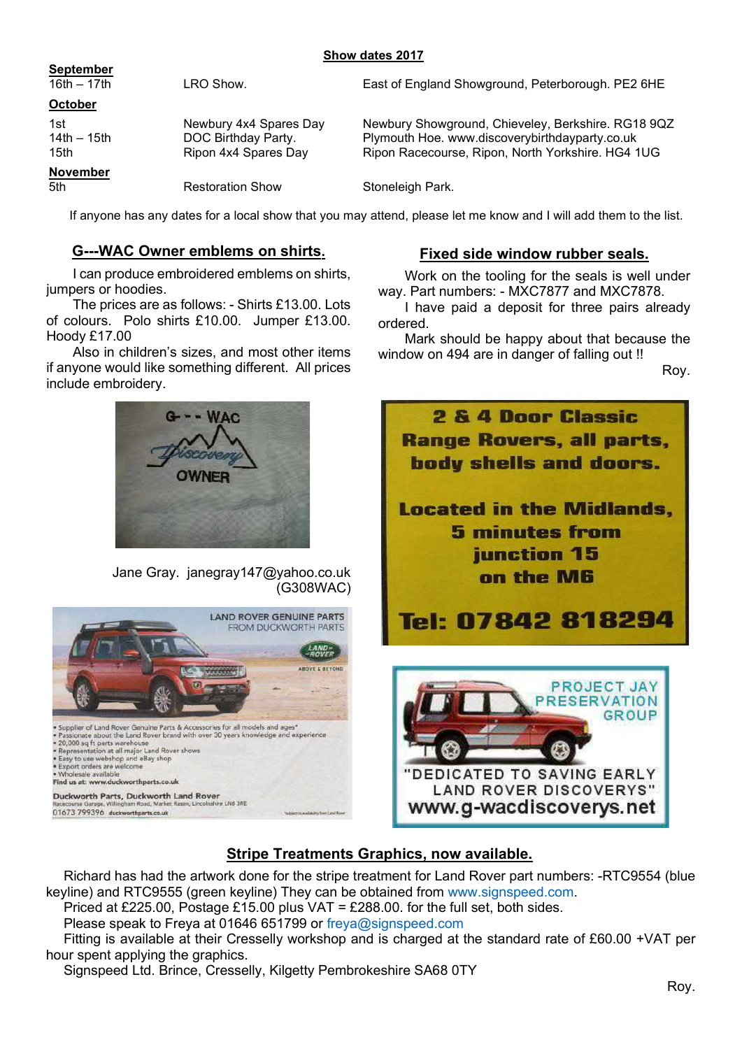## Show dates 2017

| | | |
|---|---|---|
| **September** | | |
| 16th – 17th | LRO Show. | East of England Showground, Peterborough. PE2 6HE |
| **October** | | |
| 1st | Newbury 4x4 Spares Day | Newbury Showground, Chieveley, Berkshire. RG18 9QZ |
| 14th – 15th | DOC Birthday Party. | Plymouth Hoe. www.discoverybirthdayparty.co.uk |
| 15th | Ripon 4x4 Spares Day | Ripon Racecourse, Ripon, North Yorkshire. HG4 1UG |
| **November** | | |
| 5th | Restoration Show | Stoneleigh Park. |

If anyone has any dates for a local show that you may attend, please let me know and I will add them to the list.

## G---WAC Owner emblems on shirts.

I can produce embroidered emblems on shirts, jumpers or hoodies.

The prices are as follows: - Shirts £13.00. Lots of colours. Polo shirts £10.00. Jumper £13.00. Hoody £17.00

Also in children's sizes, and most other items if anyone would like something different. All prices include embroidery.

Jane Gray. janegray147@yahoo.co.uk (G308WAC)

## Fixed side window rubber seals.

Work on the tooling for the seals is well under way. Part numbers: - MXC7877 and MXC7878.

I have paid a deposit for three pairs already ordered.

Mark should be happy about that because the window on 494 are in danger of falling out !!

Roy.

**2 & 4 Door Classic Range Rovers, all parts, body shells and doors.**

**Located in the Midlands, 5 minutes from junction 15 on the M6**

**Tel: 07842 818294**

LAND ROVER GENUINE PARTS FROM DUCKWORTH PARTS

- Supplier of Land Rover Genuine Parts & Accessories for all models and ages*
- Passionate about the Land Rover brand with over 30 years knowledge and experience
- 20,000 sq ft parts warehouse
- Representation at all major Land Rover shows
- Easy to use webshop and eBay shop
- Export orders are welcome
- Wholesale available

Find us at: www.duckworthparts.co.uk

Duckworth Parts, Duckworth Land Rover
Racecourse Garage, Willingham Road, Market Rasen, Lincolnshire LN8 3RE
01673 799396 duckworthparts.co.uk

PROJECT JAY PRESERVATION GROUP

"DEDICATED TO SAVING EARLY LAND ROVER DISCOVERYS"

www.g-wacdiscoverys.net

## Stripe Treatments Graphics, now available.

Richard has had the artwork done for the stripe treatment for Land Rover part numbers: -RTC9554 (blue keyline) and RTC9555 (green keyline) They can be obtained from www.signspeed.com.

Priced at £225.00, Postage £15.00 plus VAT = £288.00. for the full set, both sides.

Please speak to Freya at 01646 651799 or freya@signspeed.com

Fitting is available at their Cresselly workshop and is charged at the standard rate of £60.00 +VAT per hour spent applying the graphics.

Signspeed Ltd. Brince, Cresselly, Kilgetty Pembrokeshire SA68 0TY

Roy.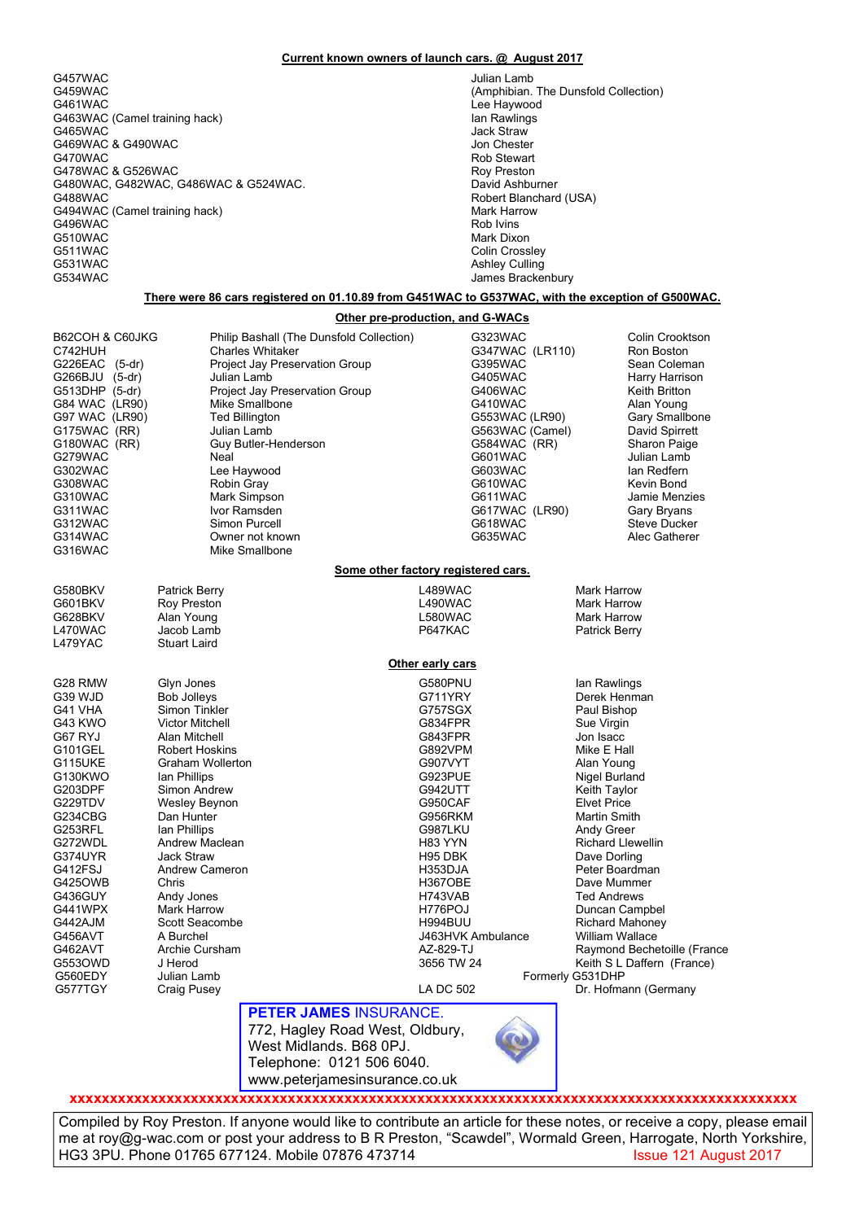**Current known owners of launch cars. @ August 2017**

| | |
|---|---|
| G457WAC | Julian Lamb |
| G459WAC | (Amphibian. The Dunsfold Collection) |
| G461WAC | Lee Haywood |
| G463WAC (Camel training hack) | Ian Rawlings |
| G465WAC | Jack Straw |
| G469WAC & G490WAC | Jon Chester |
| G470WAC | Rob Stewart |
| G478WAC & G526WAC | Roy Preston |
| G480WAC, G482WAC, G486WAC & G524WAC. | David Ashburner |
| G488WAC | Robert Blanchard (USA) |
| G494WAC (Camel training hack) | Mark Harrow |
| G496WAC | Rob Ivins |
| G510WAC | Mark Dixon |
| G511WAC | Colin Crossley |
| G531WAC | Ashley Culling |
| G534WAC | James Brackenbury |

**There were 86 cars registered on 01.10.89 from G451WAC to G537WAC, with the exception of G500WAC.**

**Other pre-production, and G-WACs**

| | | | |
|---|---|---|---|
| B62COH & C60JKG | Philip Bashall (The Dunsfold Collection) | G323WAC | Colin Crookton |
| C742HUH | Charles Whitaker | G347WAC (LR110) | Ron Boston |
| G226EAC (5-dr) | Project Jay Preservation Group | G395WAC | Sean Coleman |
| G266BJU (5-dr) | Julian Lamb | G405WAC | Harry Harrison |
| G513DHP (5-dr) | Project Jay Preservation Group | G406WAC | Keith Britton |
| G84 WAC (LR90) | Mike Smallbone | G410WAC | Alan Young |
| G97 WAC (LR90) | Ted Billington | G553WAC (LR90) | Gary Smallbone |
| G175WAC (RR) | Julian Lamb | G563WAC (Camel) | David Spirrett |
| G180WAC (RR) | Guy Butler-Henderson | G584WAC (RR) | Sharon Paige |
| G279WAC | Neal | G601WAC | Julian Lamb |
| G302WAC | Lee Haywood | G603WAC | Ian Redfern |
| G308WAC | Robin Gray | G610WAC | Kevin Bond |
| G310WAC | Mark Simpson | G611WAC | Jamie Menzies |
| G311WAC | Ivor Ramsden | G617WAC (LR90) | Gary Bryans |
| G312WAC | Simon Purcell | G618WAC | Steve Ducker |
| G314WAC | Owner not known | G635WAC | Alec Gatherer |
| G316WAC | Mike Smallbone | | |

**Some other factory registered cars.**

| | | | |
|---|---|---|---|
| G580BKV | Patrick Berry | L489WAC | Mark Harrow |
| G601BKV | Roy Preston | L490WAC | Mark Harrow |
| G628BKV | Alan Young | L580WAC | Mark Harrow |
| L470WAC | Jacob Lamb | P647KAC | Patrick Berry |
| L479YAC | Stuart Laird | | |

**Other early cars**

| | | | |
|---|---|---|---|
| G28 RMW | Glyn Jones | G580PNU | Ian Rawlings |
| G39 WJD | Bob Jolleys | G711YRY | Derek Henman |
| G41 VHA | Simon Tinkler | G757SGX | Paul Bishop |
| G43 KWO | Victor Mitchell | G834FPR | Sue Virgin |
| G67 RYJ | Alan Mitchell | G843FPR | Jon Isacc |
| G101GEL | Robert Hoskins | G892VPM | Mike E Hall |
| G115UKE | Graham Wollerton | G907VYT | Alan Young |
| G130KWO | Ian Phillips | G923PUE | Nigel Burland |
| G203DPF | Simon Andrew | G942UTT | Keith Taylor |
| G229TDV | Wesley Beynon | G950CAF | Elvet Price |
| G234CBG | Dan Hunter | G956RKM | Martin Smith |
| G253RFL | Ian Phillips | G987LKU | Andy Greer |
| G272WDL | Andrew Maclean | H83 YYN | Richard Llewellin |
| G374UYR | Jack Straw | H95 DBK | Dave Dorling |
| G412FSJ | Andrew Cameron | H353DJA | Peter Boardman |
| G425OWB | Chris | H367OBE | Dave Mummer |
| G436GUY | Andy Jones | H743VAB | Ted Andrews |
| G441WPX | Mark Harrow | H776POJ | Duncan Campbel |
| G442AJM | Scott Seacombe | H994BUU | Richard Mahoney |
| G456AVT | A Burchel | J463HVK Ambulance | William Wallace |
| G462AVT | Archie Cursham | AZ-829-TJ | Raymond Bechetoille (France |
| G553OWD | J Herod | 3656 TW 24 | Keith S L Daffern (France) |
| G560EDY | Julian Lamb | Formerly G531DHP | |
| G577TGY | Craig Pusey | LA DC 502 | Dr. Hofmann (Germany |

**PETER JAMES INSURANCE.**
772, Hagley Road West, Oldbury,
West Midlands. B68 0PJ.
Telephone: 0121 506 6040.
www.peterjamesinsurance.co.uk

xxxxxxxxxxxxxxxxxxxxxxxxxxxxxxxxxxxxxxxxxxxxxxxxxxxxxxxxxxxxxxxxxxxxxxxxxxxxxxxxxxxxxxxx

Compiled by Roy Preston. If anyone would like to contribute an article for these notes, or receive a copy, please email me at roy@g-wac.com or post your address to B R Preston, "Scawdel", Wormald Green, Harrogate, North Yorkshire, HG3 3PU. Phone 01765 677124. Mobile 07876 473714 Issue 121 August 2017